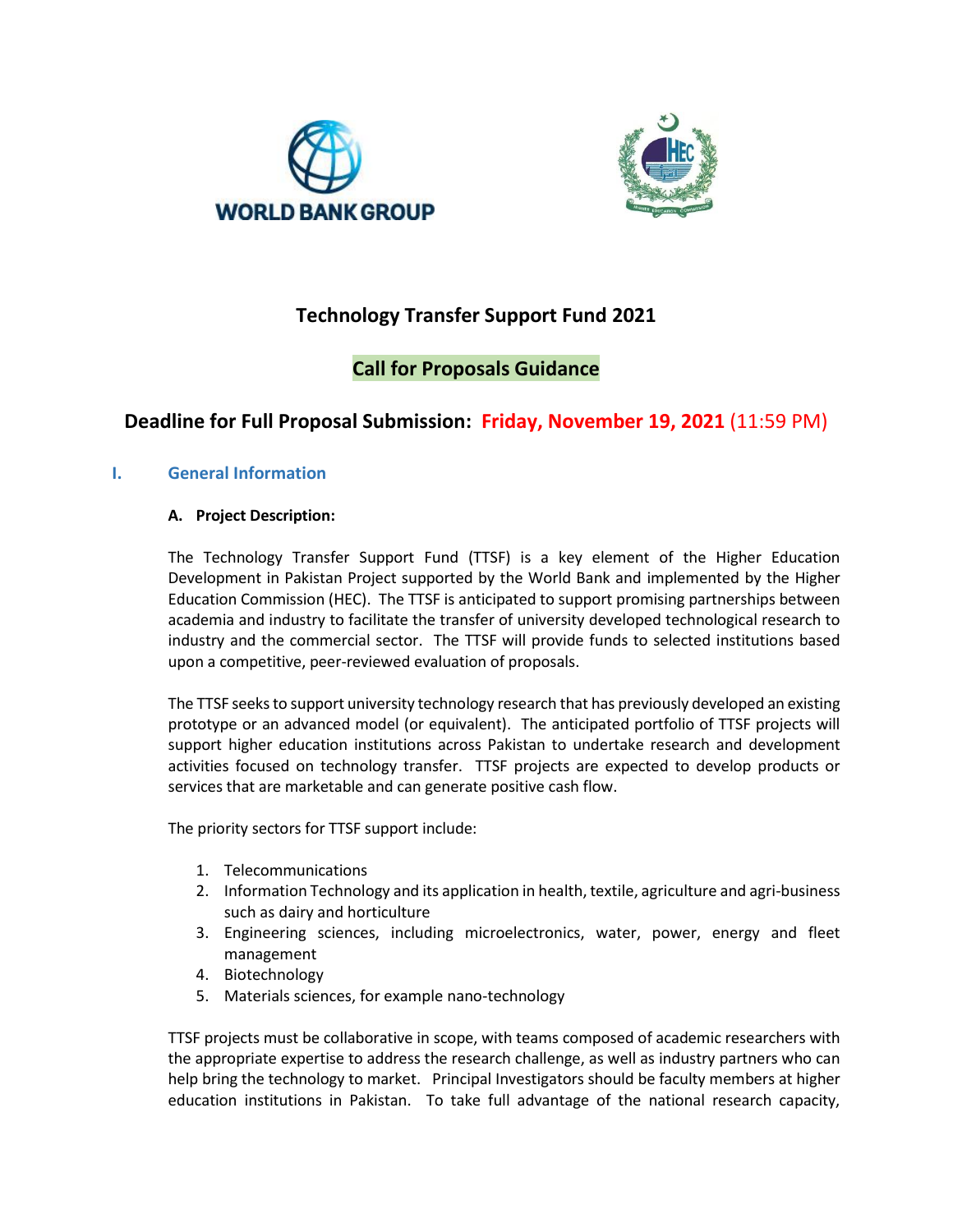# Technology Transfer Support Fund 2021

## Call for Proposals Guidance

**Deadline for Full Proposal Submission: Friday, November 19, 2021 (11:59 PM)**

## I. General Information

### A. Project Description:

The Technology Transfer Support Fund (TTSF) is a key element of the Higher Education Development in Pakistan Project supported by the World Bank and implemented by the Higher Education Commission (HEC). The TTSF is anticipated to support promising partnerships between academia and industry to facilitate the transfer of university developed technological research to industry and the commercial sector. The TTSF will provide funds to selected institutions based upon a competitive, peer-reviewed evaluation of proposals.

The TTSF seeks to support university technology research that has previously developed an existing prototype or an advanced model (or equivalent). The anticipated portfolio of TTSF projects will support higher education institutions across Pakistan to undertake research and development activities focused on technology transfer. TTSF projects are expected to develop products or services that are marketable and can generate positive cash flow.

The priority sectors for TTSF support include:

1. Telecommunications
2. Information Technology and its application in health, textile, agriculture and agri-business such as dairy and horticulture
3. Engineering sciences, including microelectronics, water, power, energy and fleet management
4. Biotechnology
5. Materials sciences, for example nano-technology

TTSF projects must be collaborative in scope, with teams composed of academic researchers with the appropriate expertise to address the research challenge, as well as industry partners who can help bring the technology to market. Principal Investigators should be faculty members at higher education institutions in Pakistan. To take full advantage of the national research capacity,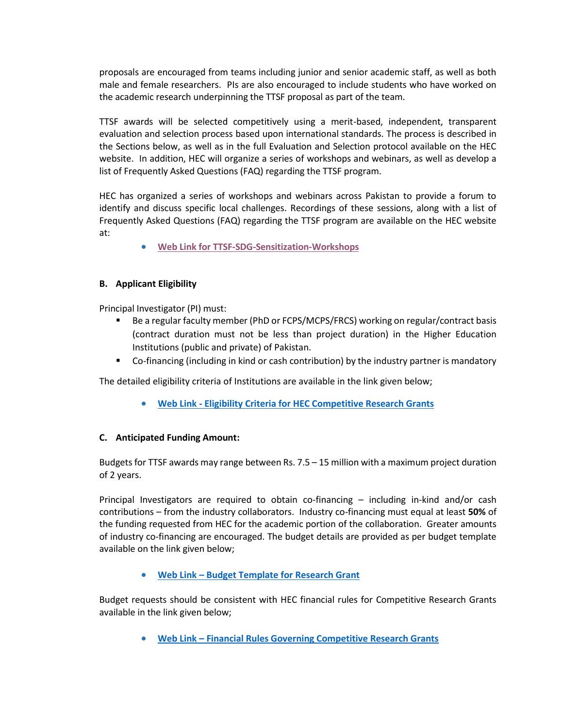proposals are encouraged from teams including junior and senior academic staff, as well as both male and female researchers. PIs are also encouraged to include students who have worked on the academic research underpinning the TTSF proposal as part of the team.

TTSF awards will be selected competitively using a merit-based, independent, transparent evaluation and selection process based upon international standards. The process is described in the Sections below, as well as in the full Evaluation and Selection protocol available on the HEC website. In addition, HEC will organize a series of workshops and webinars, as well as develop a list of Frequently Asked Questions (FAQ) regarding the TTSF program.

HEC has organized a series of workshops and webinars across Pakistan to provide a forum to identify and discuss specific local challenges. Recordings of these sessions, along with a list of Frequently Asked Questions (FAQ) regarding the TTSF program are available on the HEC website at:

- **Web Link for TTSF-SDG-Sensitization-Workshops**

### B. Applicant Eligibility

Principal Investigator (PI) must:

- Be a regular faculty member (PhD or FCPS/MCPS/FRCS) working on regular/contract basis (contract duration must not be less than project duration) in the Higher Education Institutions (public and private) of Pakistan.
- Co-financing (including in kind or cash contribution) by the industry partner is mandatory

The detailed eligibility criteria of Institutions are available in the link given below;

- **Web Link - Eligibility Criteria for HEC Competitive Research Grants**

### C. Anticipated Funding Amount:

Budgets for TTSF awards may range between Rs. 7.5 – 15 million with a maximum project duration of 2 years.

Principal Investigators are required to obtain co-financing – including in-kind and/or cash contributions – from the industry collaborators. Industry co-financing must equal at least **50%** of the funding requested from HEC for the academic portion of the collaboration. Greater amounts of industry co-financing are encouraged. The budget details are provided as per budget template available on the link given below;

- **Web Link – Budget Template for Research Grant**

Budget requests should be consistent with HEC financial rules for Competitive Research Grants available in the link given below;

- **Web Link – Financial Rules Governing Competitive Research Grants**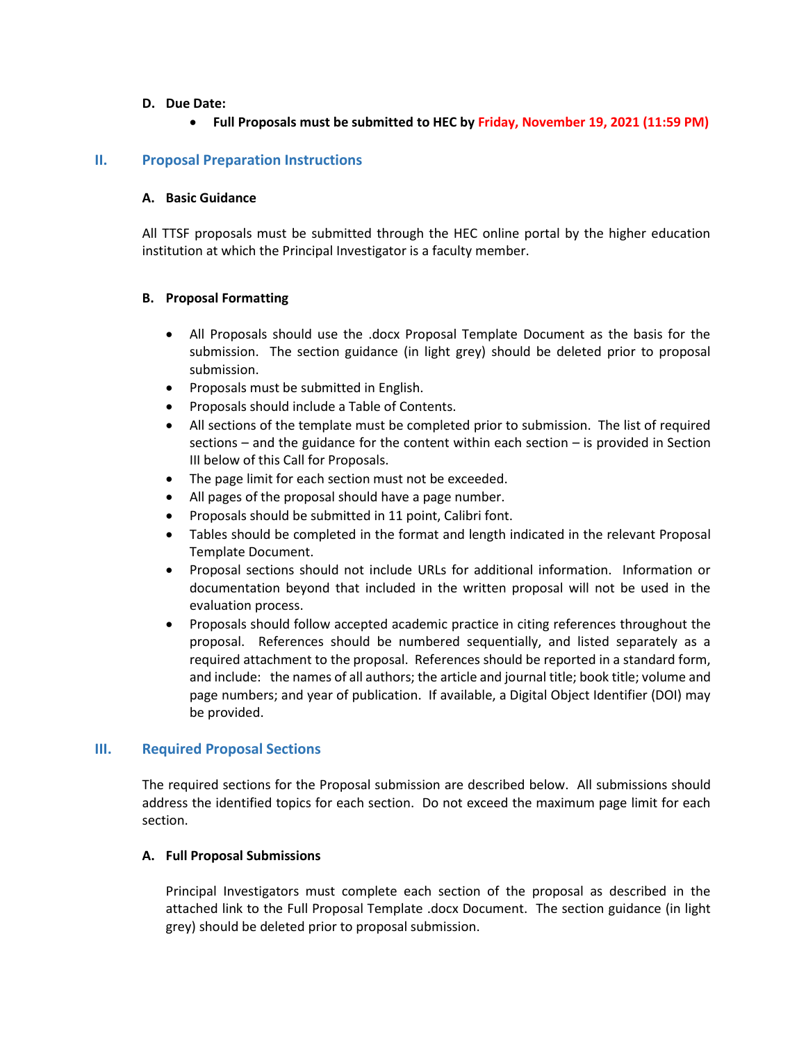### D. Due Date:

- **Full Proposals must be submitted to HEC by Friday, November 19, 2021 (11:59 PM)**

## II. Proposal Preparation Instructions

### A. Basic Guidance

All TTSF proposals must be submitted through the HEC online portal by the higher education institution at which the Principal Investigator is a faculty member.

### B. Proposal Formatting

- All Proposals should use the .docx Proposal Template Document as the basis for the submission. The section guidance (in light grey) should be deleted prior to proposal submission.
- Proposals must be submitted in English.
- Proposals should include a Table of Contents.
- All sections of the template must be completed prior to submission. The list of required sections – and the guidance for the content within each section – is provided in Section III below of this Call for Proposals.
- The page limit for each section must not be exceeded.
- All pages of the proposal should have a page number.
- Proposals should be submitted in 11 point, Calibri font.
- Tables should be completed in the format and length indicated in the relevant Proposal Template Document.
- Proposal sections should not include URLs for additional information. Information or documentation beyond that included in the written proposal will not be used in the evaluation process.
- Proposals should follow accepted academic practice in citing references throughout the proposal. References should be numbered sequentially, and listed separately as a required attachment to the proposal. References should be reported in a standard form, and include: the names of all authors; the article and journal title; book title; volume and page numbers; and year of publication. If available, a Digital Object Identifier (DOI) may be provided.

## III. Required Proposal Sections

The required sections for the Proposal submission are described below. All submissions should address the identified topics for each section. Do not exceed the maximum page limit for each section.

### A. Full Proposal Submissions

Principal Investigators must complete each section of the proposal as described in the attached link to the Full Proposal Template .docx Document. The section guidance (in light grey) should be deleted prior to proposal submission.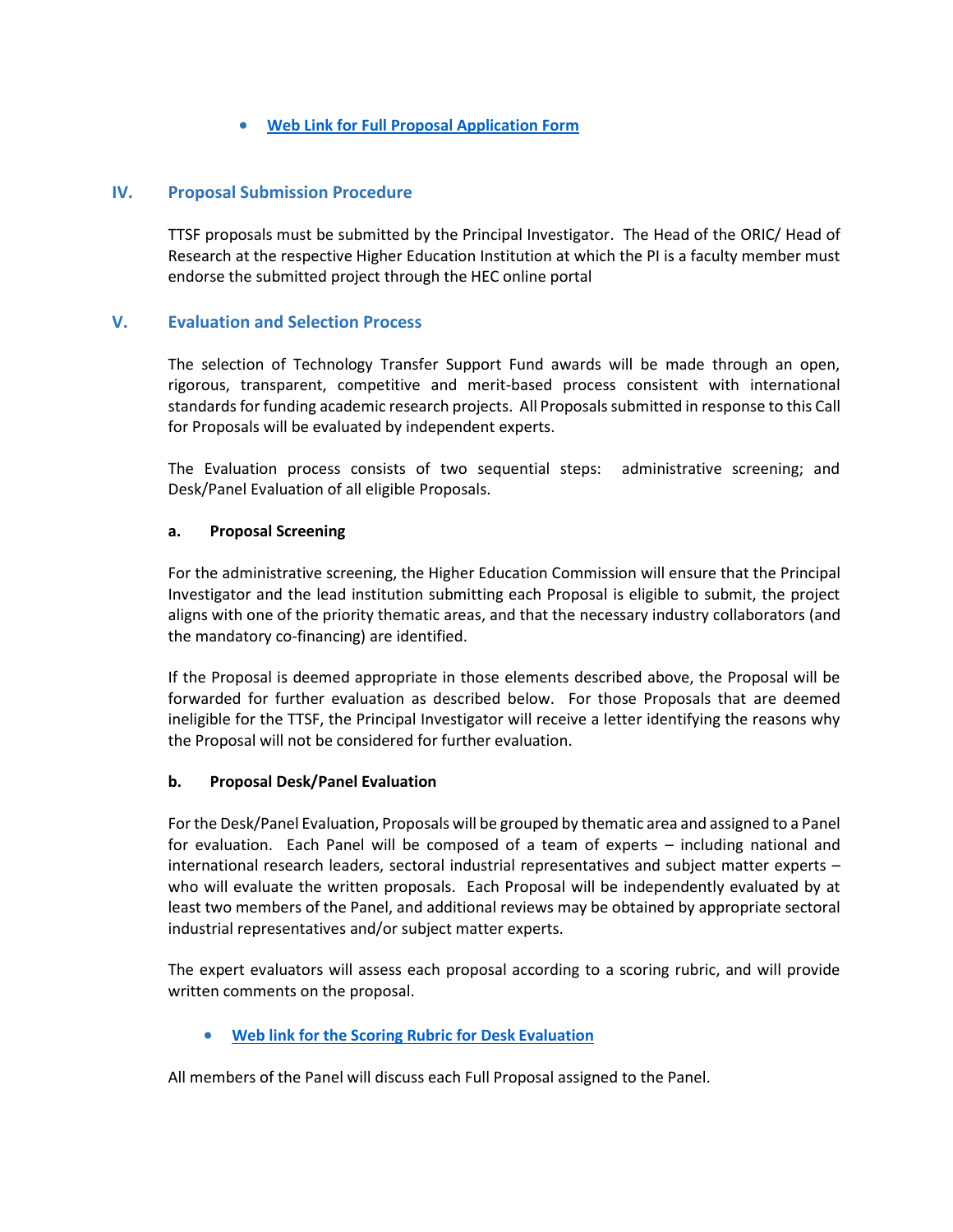- **Web Link for Full Proposal Application Form**

## IV. Proposal Submission Procedure

TTSF proposals must be submitted by the Principal Investigator. The Head of the ORIC/ Head of Research at the respective Higher Education Institution at which the PI is a faculty member must endorse the submitted project through the HEC online portal

## V. Evaluation and Selection Process

The selection of Technology Transfer Support Fund awards will be made through an open, rigorous, transparent, competitive and merit-based process consistent with international standards for funding academic research projects. All Proposals submitted in response to this Call for Proposals will be evaluated by independent experts.

The Evaluation process consists of two sequential steps: administrative screening; and Desk/Panel Evaluation of all eligible Proposals.

### a. Proposal Screening

For the administrative screening, the Higher Education Commission will ensure that the Principal Investigator and the lead institution submitting each Proposal is eligible to submit, the project aligns with one of the priority thematic areas, and that the necessary industry collaborators (and the mandatory co-financing) are identified.

If the Proposal is deemed appropriate in those elements described above, the Proposal will be forwarded for further evaluation as described below. For those Proposals that are deemed ineligible for the TTSF, the Principal Investigator will receive a letter identifying the reasons why the Proposal will not be considered for further evaluation.

### b. Proposal Desk/Panel Evaluation

For the Desk/Panel Evaluation, Proposals will be grouped by thematic area and assigned to a Panel for evaluation. Each Panel will be composed of a team of experts – including national and international research leaders, sectoral industrial representatives and subject matter experts – who will evaluate the written proposals. Each Proposal will be independently evaluated by at least two members of the Panel, and additional reviews may be obtained by appropriate sectoral industrial representatives and/or subject matter experts.

The expert evaluators will assess each proposal according to a scoring rubric, and will provide written comments on the proposal.

- **Web link for the Scoring Rubric for Desk Evaluation**

All members of the Panel will discuss each Full Proposal assigned to the Panel.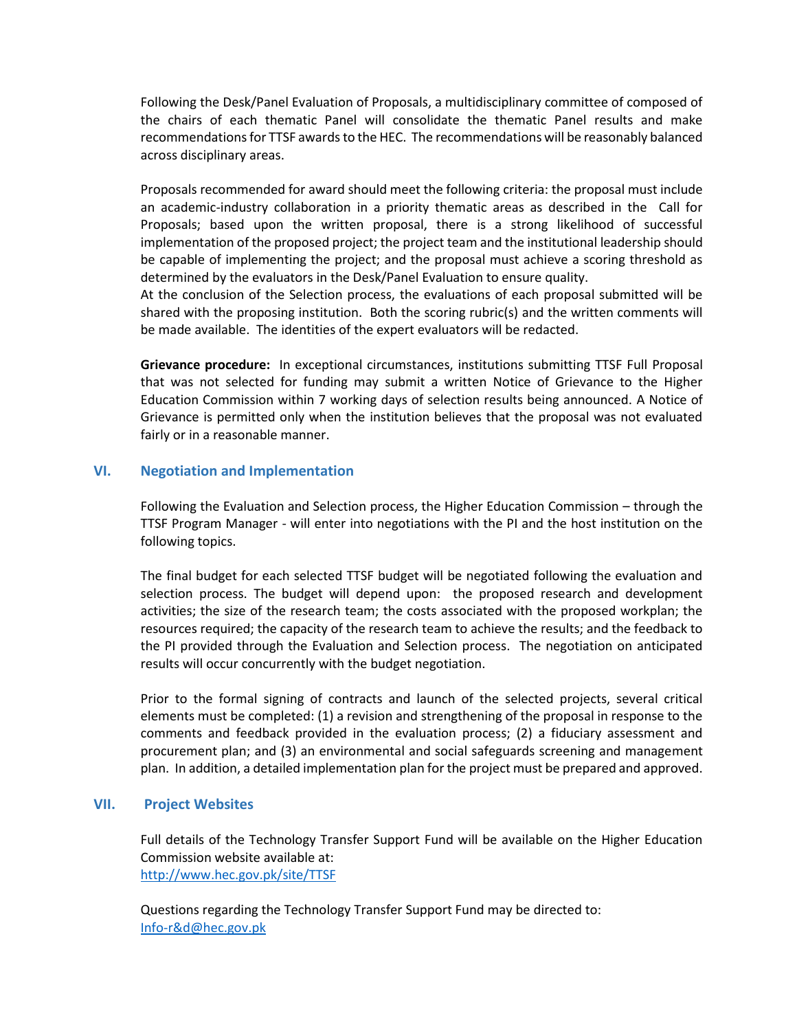Following the Desk/Panel Evaluation of Proposals, a multidisciplinary committee of composed of the chairs of each thematic Panel will consolidate the thematic Panel results and make recommendations for TTSF awards to the HEC. The recommendations will be reasonably balanced across disciplinary areas.

Proposals recommended for award should meet the following criteria: the proposal must include an academic-industry collaboration in a priority thematic areas as described in the Call for Proposals; based upon the written proposal, there is a strong likelihood of successful implementation of the proposed project; the project team and the institutional leadership should be capable of implementing the project; and the proposal must achieve a scoring threshold as determined by the evaluators in the Desk/Panel Evaluation to ensure quality.

At the conclusion of the Selection process, the evaluations of each proposal submitted will be shared with the proposing institution. Both the scoring rubric(s) and the written comments will be made available. The identities of the expert evaluators will be redacted.

**Grievance procedure:** In exceptional circumstances, institutions submitting TTSF Full Proposal that was not selected for funding may submit a written Notice of Grievance to the Higher Education Commission within 7 working days of selection results being announced. A Notice of Grievance is permitted only when the institution believes that the proposal was not evaluated fairly or in a reasonable manner.

## VI. Negotiation and Implementation

Following the Evaluation and Selection process, the Higher Education Commission – through the TTSF Program Manager - will enter into negotiations with the PI and the host institution on the following topics.

The final budget for each selected TTSF budget will be negotiated following the evaluation and selection process. The budget will depend upon: the proposed research and development activities; the size of the research team; the costs associated with the proposed workplan; the resources required; the capacity of the research team to achieve the results; and the feedback to the PI provided through the Evaluation and Selection process. The negotiation on anticipated results will occur concurrently with the budget negotiation.

Prior to the formal signing of contracts and launch of the selected projects, several critical elements must be completed: (1) a revision and strengthening of the proposal in response to the comments and feedback provided in the evaluation process; (2) a fiduciary assessment and procurement plan; and (3) an environmental and social safeguards screening and management plan. In addition, a detailed implementation plan for the project must be prepared and approved.

## VII. Project Websites

Full details of the Technology Transfer Support Fund will be available on the Higher Education Commission website available at:
http://www.hec.gov.pk/site/TTSF

Questions regarding the Technology Transfer Support Fund may be directed to:
Info-r&d@hec.gov.pk